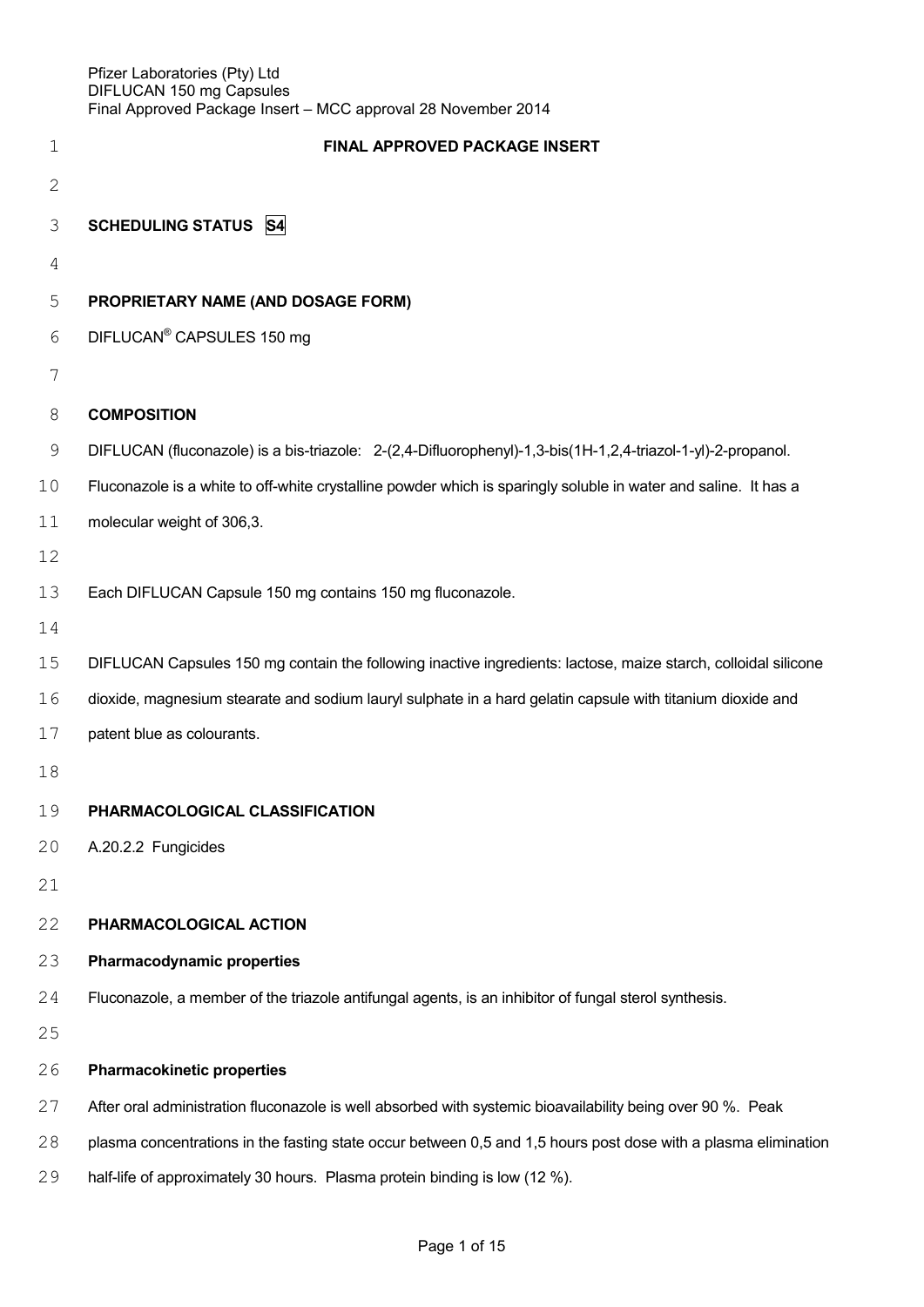# FINAL APPROVED PACKAGE INSERT

**SCHEDULING STATUS** **S4**

**PROPRIETARY NAME (AND DOSAGE FORM)**

DIFLUCAN® CAPSULES 150 mg

**COMPOSITION**

DIFLUCAN (fluconazole) is a bis-triazole: 2-(2,4-Difluorophenyl)-1,3-bis(1H-1,2,4-triazol-1-yl)-2-propanol.

Fluconazole is a white to off-white crystalline powder which is sparingly soluble in water and saline. It has a molecular weight of 306,3.

Each DIFLUCAN Capsule 150 mg contains 150 mg fluconazole.

DIFLUCAN Capsules 150 mg contain the following inactive ingredients: lactose, maize starch, colloidal silicone dioxide, magnesium stearate and sodium lauryl sulphate in a hard gelatin capsule with titanium dioxide and patent blue as colourants.

**PHARMACOLOGICAL CLASSIFICATION**

A.20.2.2 Fungicides

**PHARMACOLOGICAL ACTION**

**Pharmacodynamic properties**

Fluconazole, a member of the triazole antifungal agents, is an inhibitor of fungal sterol synthesis.

**Pharmacokinetic properties**

After oral administration fluconazole is well absorbed with systemic bioavailability being over 90 %. Peak plasma concentrations in the fasting state occur between 0,5 and 1,5 hours post dose with a plasma elimination half-life of approximately 30 hours. Plasma protein binding is low (12 %).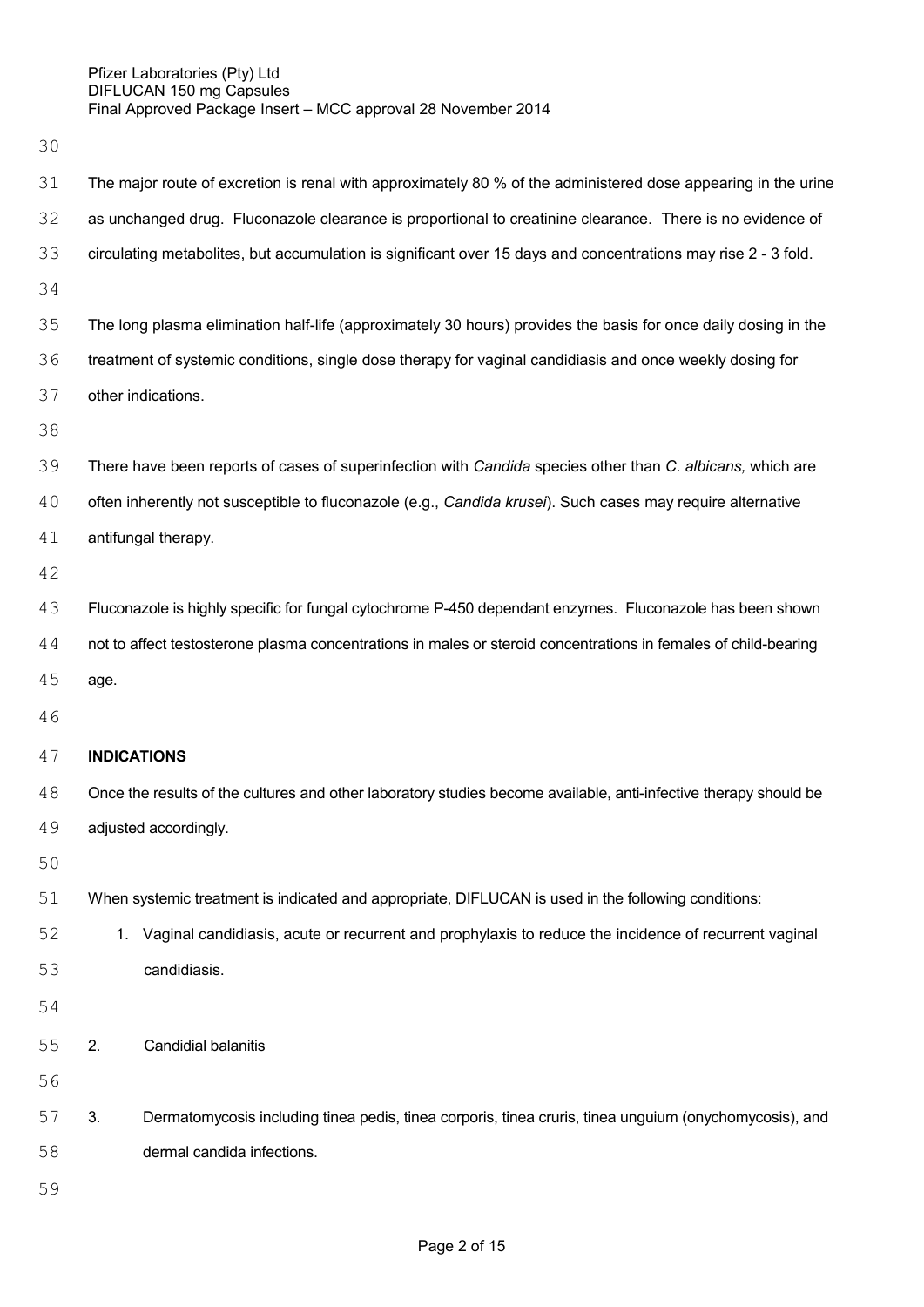The major route of excretion is renal with approximately 80 % of the administered dose appearing in the urine as unchanged drug. Fluconazole clearance is proportional to creatinine clearance. There is no evidence of circulating metabolites, but accumulation is significant over 15 days and concentrations may rise 2 - 3 fold.

The long plasma elimination half-life (approximately 30 hours) provides the basis for once daily dosing in the treatment of systemic conditions, single dose therapy for vaginal candidiasis and once weekly dosing for other indications.

There have been reports of cases of superinfection with *Candida* species other than *C. albicans,* which are often inherently not susceptible to fluconazole (e.g., *Candida krusei*). Such cases may require alternative antifungal therapy.

Fluconazole is highly specific for fungal cytochrome P-450 dependant enzymes. Fluconazole has been shown not to affect testosterone plasma concentrations in males or steroid concentrations in females of child-bearing age.

**INDICATIONS**

Once the results of the cultures and other laboratory studies become available, anti-infective therapy should be adjusted accordingly.

When systemic treatment is indicated and appropriate, DIFLUCAN is used in the following conditions:

1. Vaginal candidiasis, acute or recurrent and prophylaxis to reduce the incidence of recurrent vaginal candidiasis.

2. Candidial balanitis

3. Dermatomycosis including tinea pedis, tinea corporis, tinea cruris, tinea unguium (onychomycosis), and dermal candida infections.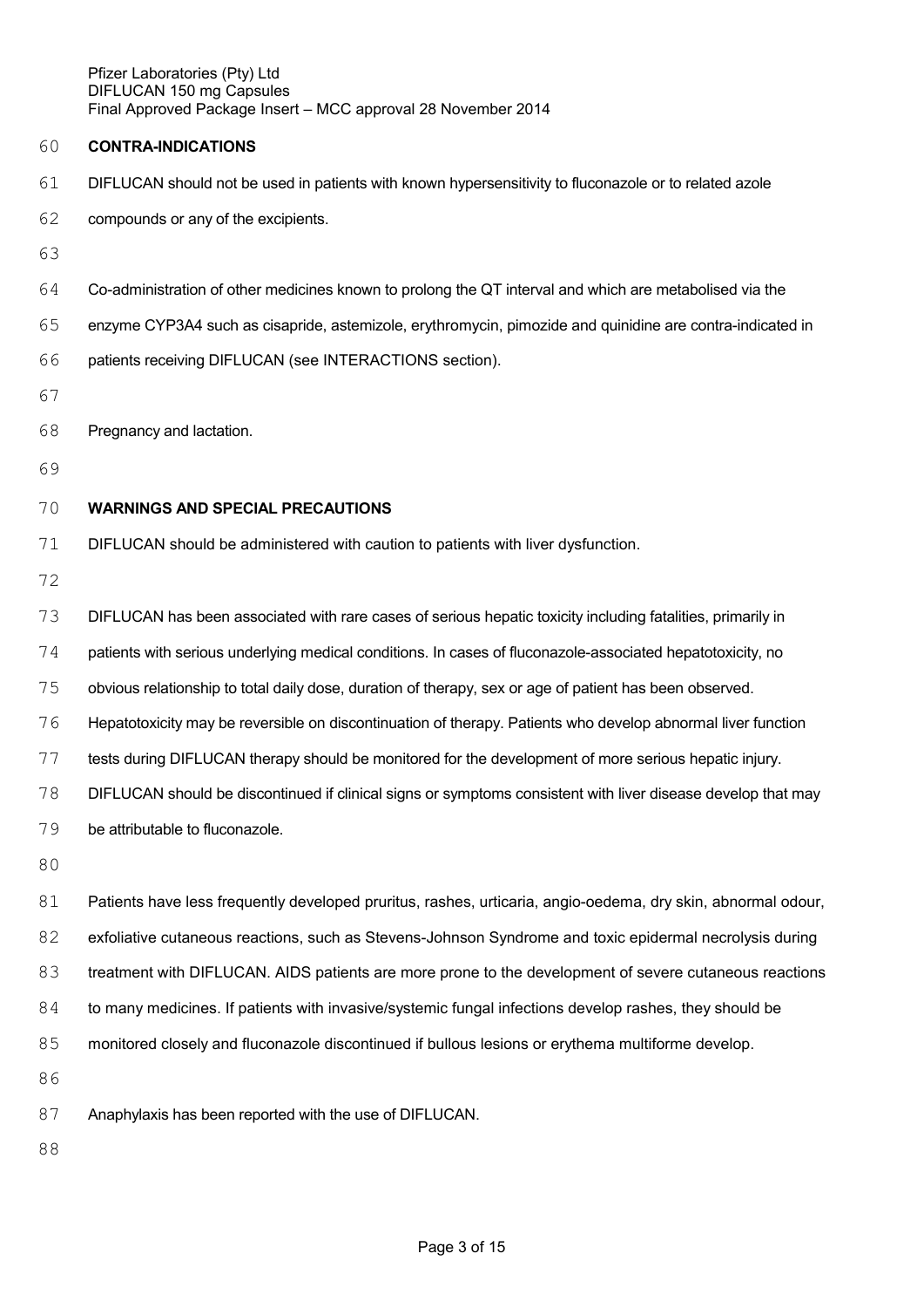**CONTRA-INDICATIONS**

DIFLUCAN should not be used in patients with known hypersensitivity to fluconazole or to related azole compounds or any of the excipients.

Co-administration of other medicines known to prolong the QT interval and which are metabolised via the enzyme CYP3A4 such as cisapride, astemizole, erythromycin, pimozide and quinidine are contra-indicated in patients receiving DIFLUCAN (see INTERACTIONS section).

Pregnancy and lactation.

**WARNINGS AND SPECIAL PRECAUTIONS**

DIFLUCAN should be administered with caution to patients with liver dysfunction.

DIFLUCAN has been associated with rare cases of serious hepatic toxicity including fatalities, primarily in patients with serious underlying medical conditions. In cases of fluconazole-associated hepatotoxicity, no obvious relationship to total daily dose, duration of therapy, sex or age of patient has been observed. Hepatotoxicity may be reversible on discontinuation of therapy. Patients who develop abnormal liver function tests during DIFLUCAN therapy should be monitored for the development of more serious hepatic injury. DIFLUCAN should be discontinued if clinical signs or symptoms consistent with liver disease develop that may be attributable to fluconazole.

Patients have less frequently developed pruritus, rashes, urticaria, angio-oedema, dry skin, abnormal odour, exfoliative cutaneous reactions, such as Stevens-Johnson Syndrome and toxic epidermal necrolysis during treatment with DIFLUCAN. AIDS patients are more prone to the development of severe cutaneous reactions to many medicines. If patients with invasive/systemic fungal infections develop rashes, they should be monitored closely and fluconazole discontinued if bullous lesions or erythema multiforme develop.

Anaphylaxis has been reported with the use of DIFLUCAN.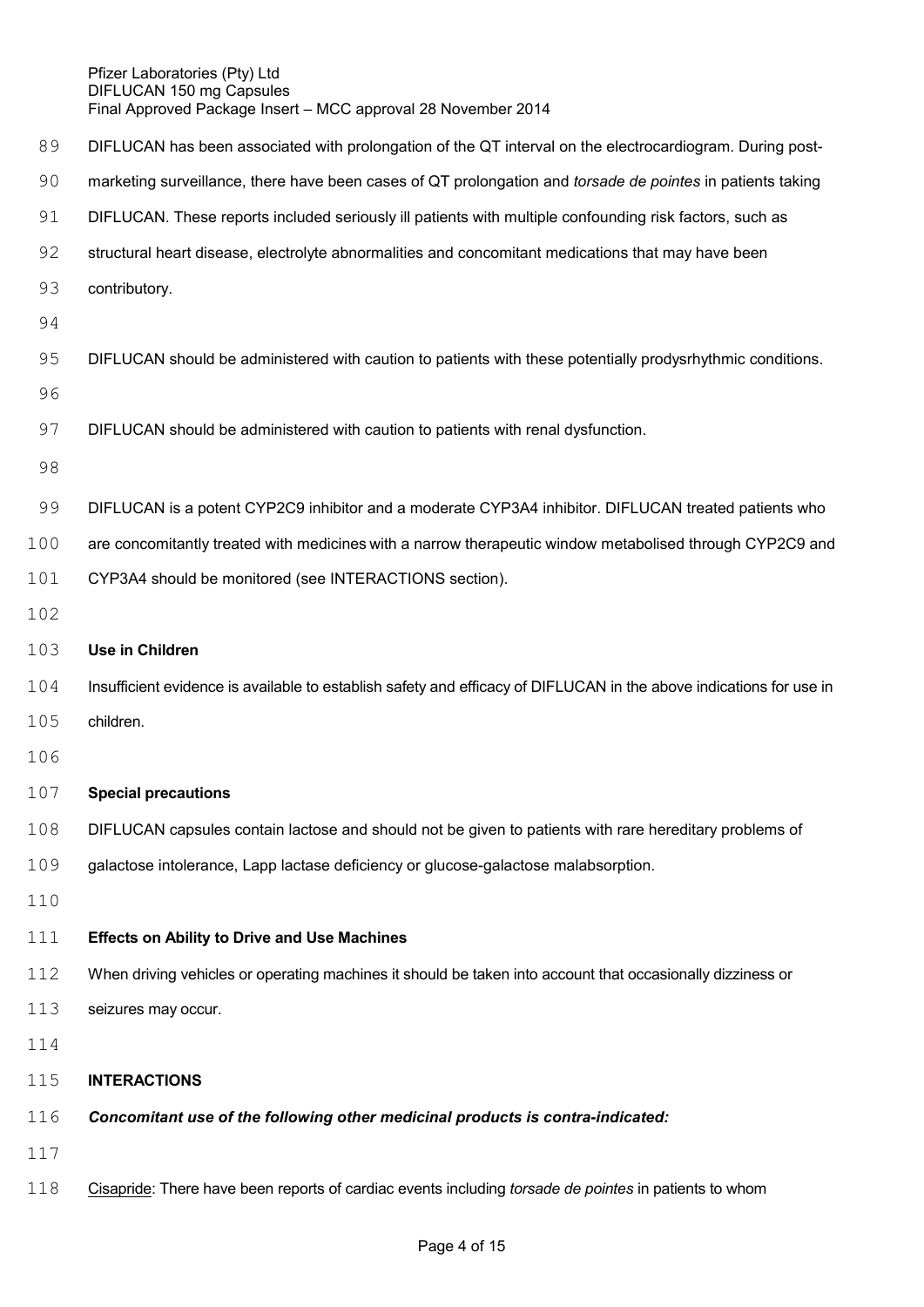DIFLUCAN has been associated with prolongation of the QT interval on the electrocardiogram. During post-marketing surveillance, there have been cases of QT prolongation and *torsade de pointes* in patients taking DIFLUCAN. These reports included seriously ill patients with multiple confounding risk factors, such as structural heart disease, electrolyte abnormalities and concomitant medications that may have been contributory.

DIFLUCAN should be administered with caution to patients with these potentially prodysrhythmic conditions.

DIFLUCAN should be administered with caution to patients with renal dysfunction.

DIFLUCAN is a potent CYP2C9 inhibitor and a moderate CYP3A4 inhibitor. DIFLUCAN treated patients who are concomitantly treated with medicines with a narrow therapeutic window metabolised through CYP2C9 and CYP3A4 should be monitored (see INTERACTIONS section).

**Use in Children**

Insufficient evidence is available to establish safety and efficacy of DIFLUCAN in the above indications for use in children.

**Special precautions**

DIFLUCAN capsules contain lactose and should not be given to patients with rare hereditary problems of galactose intolerance, Lapp lactase deficiency or glucose-galactose malabsorption.

**Effects on Ability to Drive and Use Machines**

When driving vehicles or operating machines it should be taken into account that occasionally dizziness or seizures may occur.

**INTERACTIONS**

***Concomitant use of the following other medicinal products is contra-indicated:***

<u>Cisapride</u>: There have been reports of cardiac events including *torsade de pointes* in patients to whom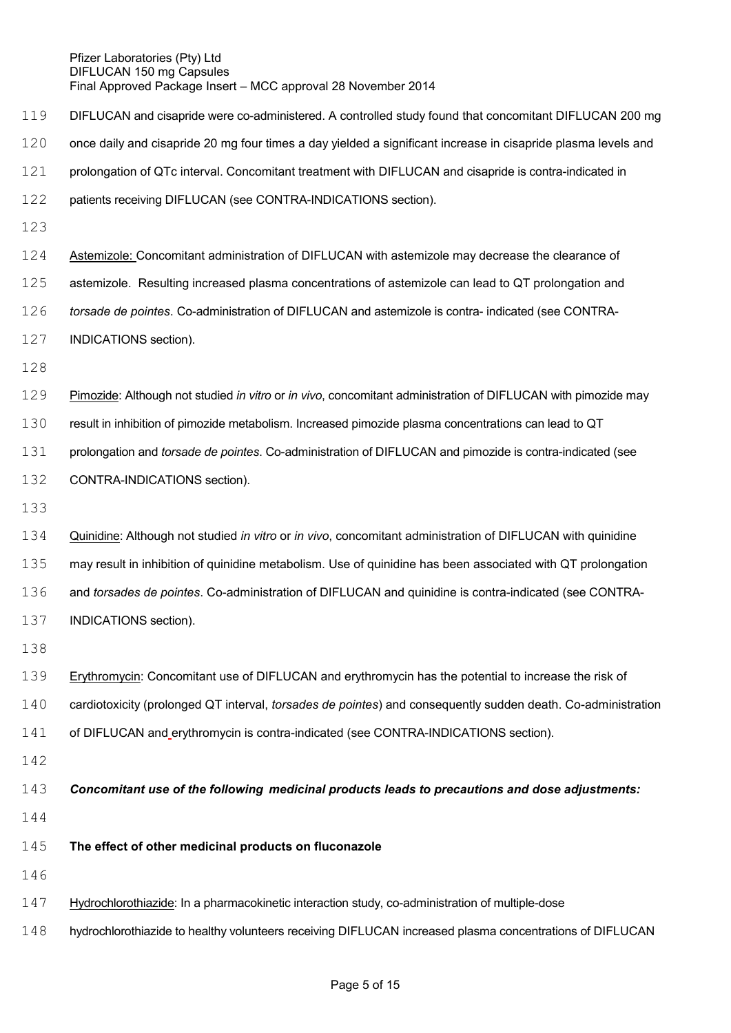DIFLUCAN and cisapride were co-administered. A controlled study found that concomitant DIFLUCAN 200 mg once daily and cisapride 20 mg four times a day yielded a significant increase in cisapride plasma levels and prolongation of QTc interval. Concomitant treatment with DIFLUCAN and cisapride is contra-indicated in patients receiving DIFLUCAN (see CONTRA-INDICATIONS section).

Astemizole: Concomitant administration of DIFLUCAN with astemizole may decrease the clearance of astemizole. Resulting increased plasma concentrations of astemizole can lead to QT prolongation and *torsade de pointes*. Co-administration of DIFLUCAN and astemizole is contra- indicated (see CONTRA-INDICATIONS section).

Pimozide: Although not studied *in vitro* or *in vivo*, concomitant administration of DIFLUCAN with pimozide may result in inhibition of pimozide metabolism. Increased pimozide plasma concentrations can lead to QT prolongation and *torsade de pointes*. Co-administration of DIFLUCAN and pimozide is contra-indicated (see CONTRA-INDICATIONS section).

Quinidine: Although not studied *in vitro* or *in vivo*, concomitant administration of DIFLUCAN with quinidine may result in inhibition of quinidine metabolism. Use of quinidine has been associated with QT prolongation and *torsades de pointes*. Co-administration of DIFLUCAN and quinidine is contra-indicated (see CONTRA-INDICATIONS section).

Erythromycin: Concomitant use of DIFLUCAN and erythromycin has the potential to increase the risk of cardiotoxicity (prolonged QT interval, *torsades de pointes*) and consequently sudden death. Co-administration of DIFLUCAN and erythromycin is contra-indicated (see CONTRA-INDICATIONS section).

***Concomitant use of the following medicinal products leads to precautions and dose adjustments:***

**The effect of other medicinal products on fluconazole**

Hydrochlorothiazide: In a pharmacokinetic interaction study, co-administration of multiple-dose hydrochlorothiazide to healthy volunteers receiving DIFLUCAN increased plasma concentrations of DIFLUCAN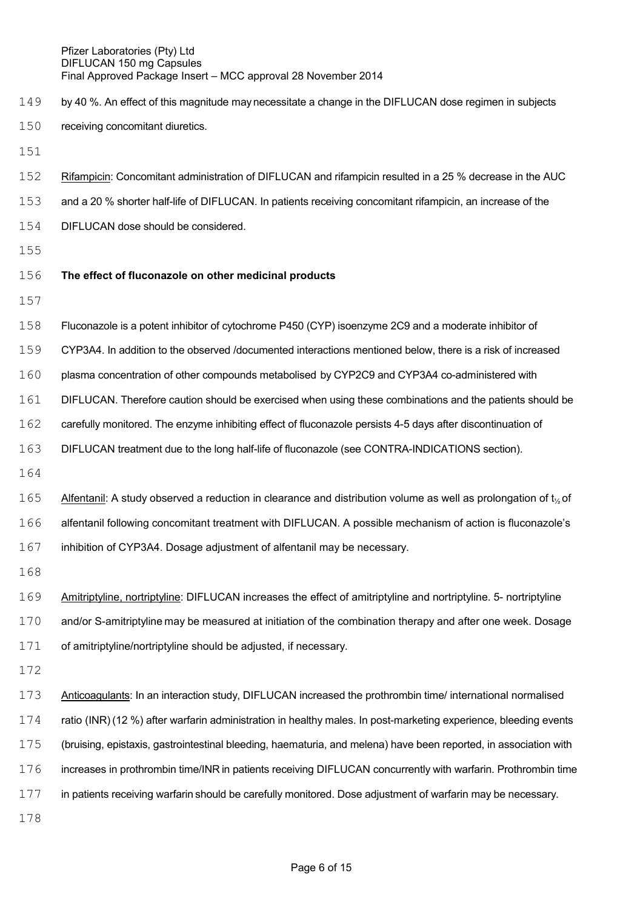by 40 %. An effect of this magnitude may necessitate a change in the DIFLUCAN dose regimen in subjects receiving concomitant diuretics.

Rifampicin: Concomitant administration of DIFLUCAN and rifampicin resulted in a 25 % decrease in the AUC and a 20 % shorter half-life of DIFLUCAN. In patients receiving concomitant rifampicin, an increase of the DIFLUCAN dose should be considered.

**The effect of fluconazole on other medicinal products**

Fluconazole is a potent inhibitor of cytochrome P450 (CYP) isoenzyme 2C9 and a moderate inhibitor of CYP3A4. In addition to the observed /documented interactions mentioned below, there is a risk of increased plasma concentration of other compounds metabolised by CYP2C9 and CYP3A4 co-administered with DIFLUCAN. Therefore caution should be exercised when using these combinations and the patients should be carefully monitored. The enzyme inhibiting effect of fluconazole persists 4-5 days after discontinuation of DIFLUCAN treatment due to the long half-life of fluconazole (see CONTRA-INDICATIONS section).

Alfentanil: A study observed a reduction in clearance and distribution volume as well as prolongation of $t_{½}$ of alfentanil following concomitant treatment with DIFLUCAN. A possible mechanism of action is fluconazole's inhibition of CYP3A4. Dosage adjustment of alfentanil may be necessary.

Amitriptyline, nortriptyline: DIFLUCAN increases the effect of amitriptyline and nortriptyline. 5- nortriptyline and/or S-amitriptyline may be measured at initiation of the combination therapy and after one week. Dosage of amitriptyline/nortriptyline should be adjusted, if necessary.

Anticoagulants: In an interaction study, DIFLUCAN increased the prothrombin time/ international normalised ratio (INR) (12 %) after warfarin administration in healthy males. In post-marketing experience, bleeding events (bruising, epistaxis, gastrointestinal bleeding, haematuria, and melena) have been reported, in association with increases in prothrombin time/INR in patients receiving DIFLUCAN concurrently with warfarin. Prothrombin time in patients receiving warfarin should be carefully monitored. Dose adjustment of warfarin may be necessary.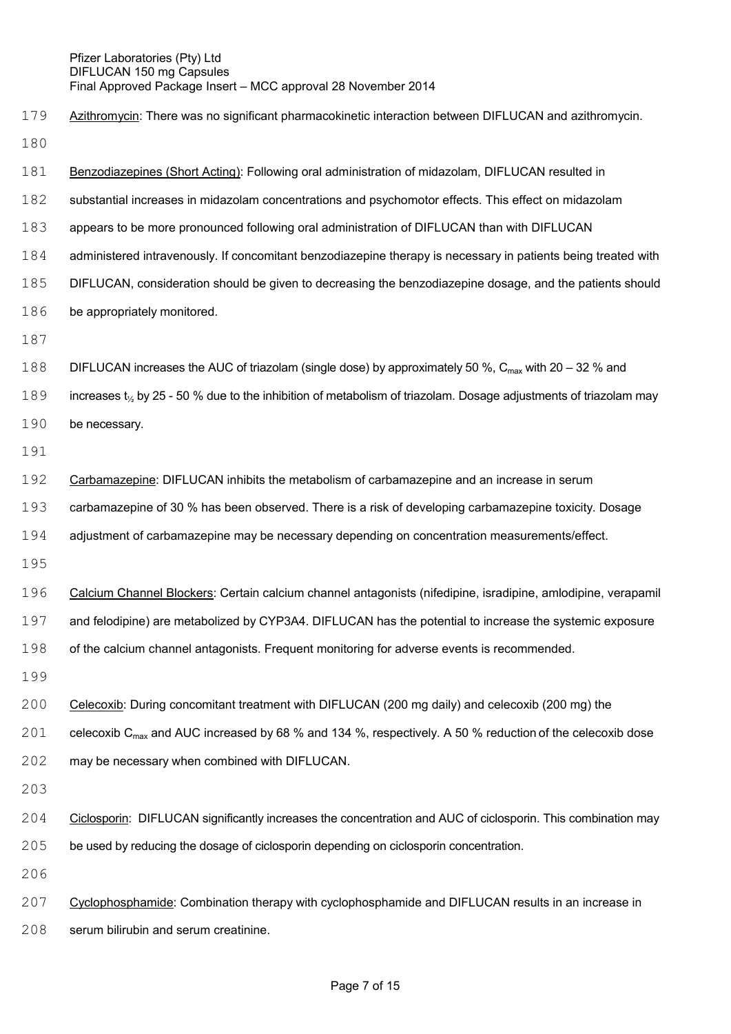Azithromycin: There was no significant pharmacokinetic interaction between DIFLUCAN and azithromycin.

Benzodiazepines (Short Acting): Following oral administration of midazolam, DIFLUCAN resulted in substantial increases in midazolam concentrations and psychomotor effects. This effect on midazolam appears to be more pronounced following oral administration of DIFLUCAN than with DIFLUCAN administered intravenously. If concomitant benzodiazepine therapy is necessary in patients being treated with DIFLUCAN, consideration should be given to decreasing the benzodiazepine dosage, and the patients should be appropriately monitored.

DIFLUCAN increases the AUC of triazolam (single dose) by approximately 50 %, $C_{max}$ with 20 – 32 % and increases $t_{½}$ by 25 - 50 % due to the inhibition of metabolism of triazolam. Dosage adjustments of triazolam may be necessary.

Carbamazepine: DIFLUCAN inhibits the metabolism of carbamazepine and an increase in serum carbamazepine of 30 % has been observed. There is a risk of developing carbamazepine toxicity. Dosage adjustment of carbamazepine may be necessary depending on concentration measurements/effect.

Calcium Channel Blockers: Certain calcium channel antagonists (nifedipine, isradipine, amlodipine, verapamil and felodipine) are metabolized by CYP3A4. DIFLUCAN has the potential to increase the systemic exposure of the calcium channel antagonists. Frequent monitoring for adverse events is recommended.

Celecoxib: During concomitant treatment with DIFLUCAN (200 mg daily) and celecoxib (200 mg) the celecoxib $C_{max}$ and AUC increased by 68 % and 134 %, respectively. A 50 % reduction of the celecoxib dose may be necessary when combined with DIFLUCAN.

Ciclosporin: DIFLUCAN significantly increases the concentration and AUC of ciclosporin. This combination may be used by reducing the dosage of ciclosporin depending on ciclosporin concentration.

Cyclophosphamide: Combination therapy with cyclophosphamide and DIFLUCAN results in an increase in serum bilirubin and serum creatinine.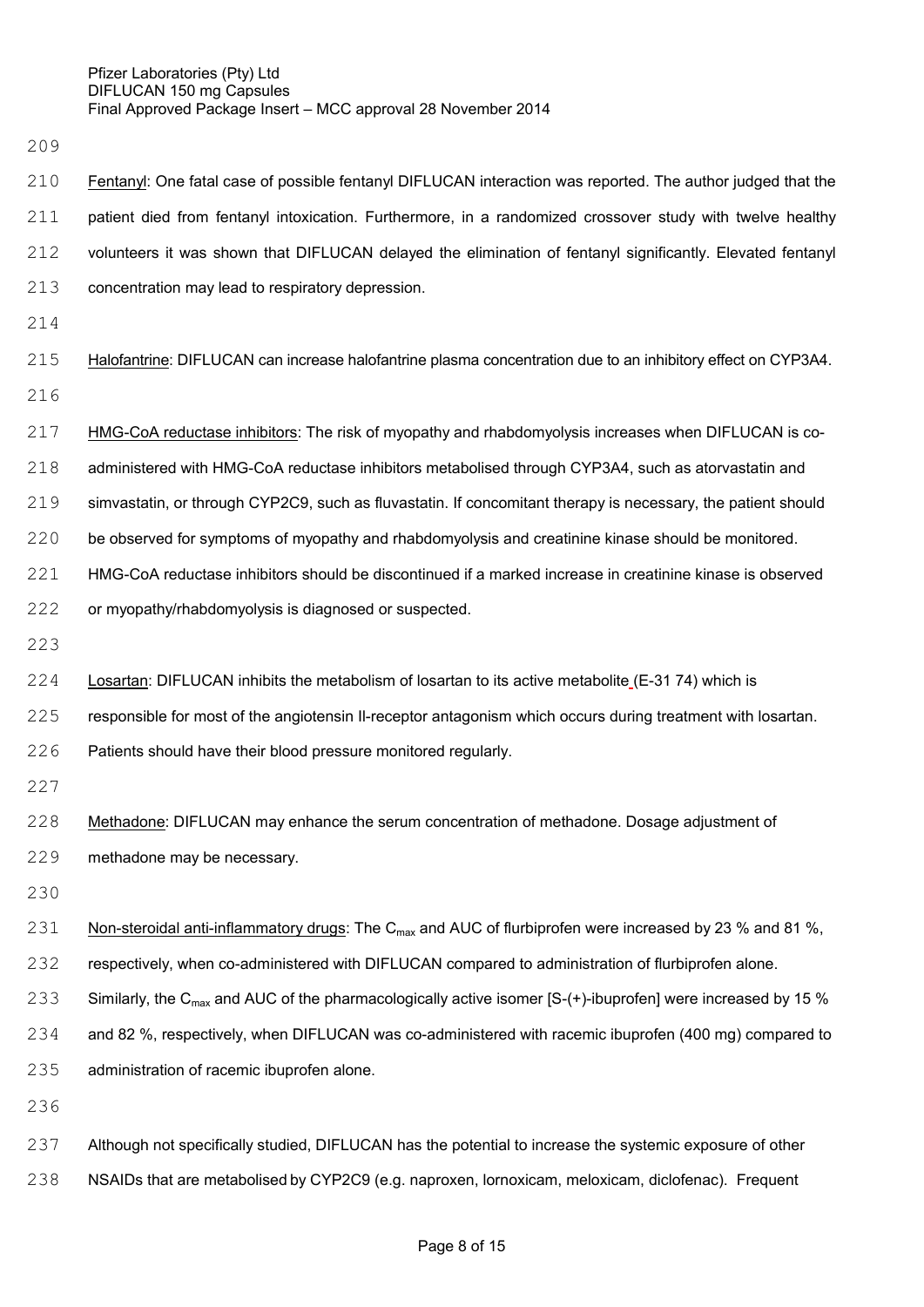Fentanyl: One fatal case of possible fentanyl DIFLUCAN interaction was reported. The author judged that the patient died from fentanyl intoxication. Furthermore, in a randomized crossover study with twelve healthy volunteers it was shown that DIFLUCAN delayed the elimination of fentanyl significantly. Elevated fentanyl concentration may lead to respiratory depression.

Halofantrine: DIFLUCAN can increase halofantrine plasma concentration due to an inhibitory effect on CYP3A4.

HMG-CoA reductase inhibitors: The risk of myopathy and rhabdomyolysis increases when DIFLUCAN is co-administered with HMG-CoA reductase inhibitors metabolised through CYP3A4, such as atorvastatin and simvastatin, or through CYP2C9, such as fluvastatin. If concomitant therapy is necessary, the patient should be observed for symptoms of myopathy and rhabdomyolysis and creatinine kinase should be monitored. HMG-CoA reductase inhibitors should be discontinued if a marked increase in creatinine kinase is observed or myopathy/rhabdomyolysis is diagnosed or suspected.

Losartan: DIFLUCAN inhibits the metabolism of losartan to its active metabolite (E-31 74) which is responsible for most of the angiotensin II-receptor antagonism which occurs during treatment with losartan. Patients should have their blood pressure monitored regularly.

Methadone: DIFLUCAN may enhance the serum concentration of methadone. Dosage adjustment of methadone may be necessary.

Non-steroidal anti-inflammatory drugs: The $C_{max}$ and AUC of flurbiprofen were increased by 23 % and 81 %, respectively, when co-administered with DIFLUCAN compared to administration of flurbiprofen alone. Similarly, the $C_{max}$ and AUC of the pharmacologically active isomer [S-(+)-ibuprofen] were increased by 15 % and 82 %, respectively, when DIFLUCAN was co-administered with racemic ibuprofen (400 mg) compared to administration of racemic ibuprofen alone.

Although not specifically studied, DIFLUCAN has the potential to increase the systemic exposure of other NSAIDs that are metabolised by CYP2C9 (e.g. naproxen, lornoxicam, meloxicam, diclofenac). Frequent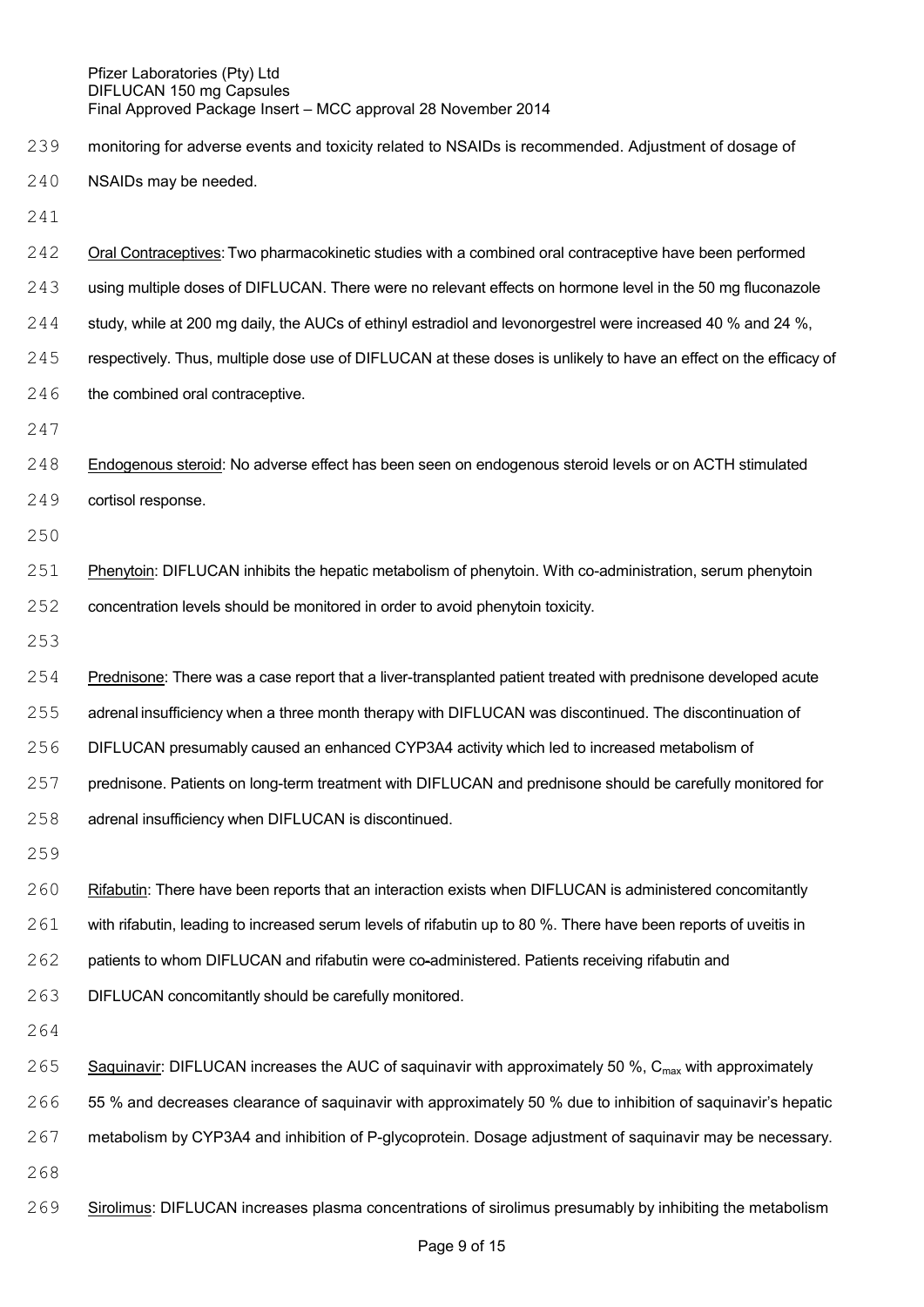monitoring for adverse events and toxicity related to NSAIDs is recommended. Adjustment of dosage of NSAIDs may be needed.

Oral Contraceptives: Two pharmacokinetic studies with a combined oral contraceptive have been performed using multiple doses of DIFLUCAN. There were no relevant effects on hormone level in the 50 mg fluconazole study, while at 200 mg daily, the AUCs of ethinyl estradiol and levonorgestrel were increased 40 % and 24 %, respectively. Thus, multiple dose use of DIFLUCAN at these doses is unlikely to have an effect on the efficacy of the combined oral contraceptive.

Endogenous steroid: No adverse effect has been seen on endogenous steroid levels or on ACTH stimulated cortisol response.

Phenytoin: DIFLUCAN inhibits the hepatic metabolism of phenytoin. With co-administration, serum phenytoin concentration levels should be monitored in order to avoid phenytoin toxicity.

Prednisone: There was a case report that a liver-transplanted patient treated with prednisone developed acute adrenal insufficiency when a three month therapy with DIFLUCAN was discontinued. The discontinuation of DIFLUCAN presumably caused an enhanced CYP3A4 activity which led to increased metabolism of prednisone. Patients on long-term treatment with DIFLUCAN and prednisone should be carefully monitored for adrenal insufficiency when DIFLUCAN is discontinued.

Rifabutin: There have been reports that an interaction exists when DIFLUCAN is administered concomitantly with rifabutin, leading to increased serum levels of rifabutin up to 80 %. There have been reports of uveitis in patients to whom DIFLUCAN and rifabutin were co-administered. Patients receiving rifabutin and DIFLUCAN concomitantly should be carefully monitored.

Saquinavir: DIFLUCAN increases the AUC of saquinavir with approximately 50 %, $C_{max}$ with approximately 55 % and decreases clearance of saquinavir with approximately 50 % due to inhibition of saquinavir's hepatic metabolism by CYP3A4 and inhibition of P-glycoprotein. Dosage adjustment of saquinavir may be necessary.

Sirolimus: DIFLUCAN increases plasma concentrations of sirolimus presumably by inhibiting the metabolism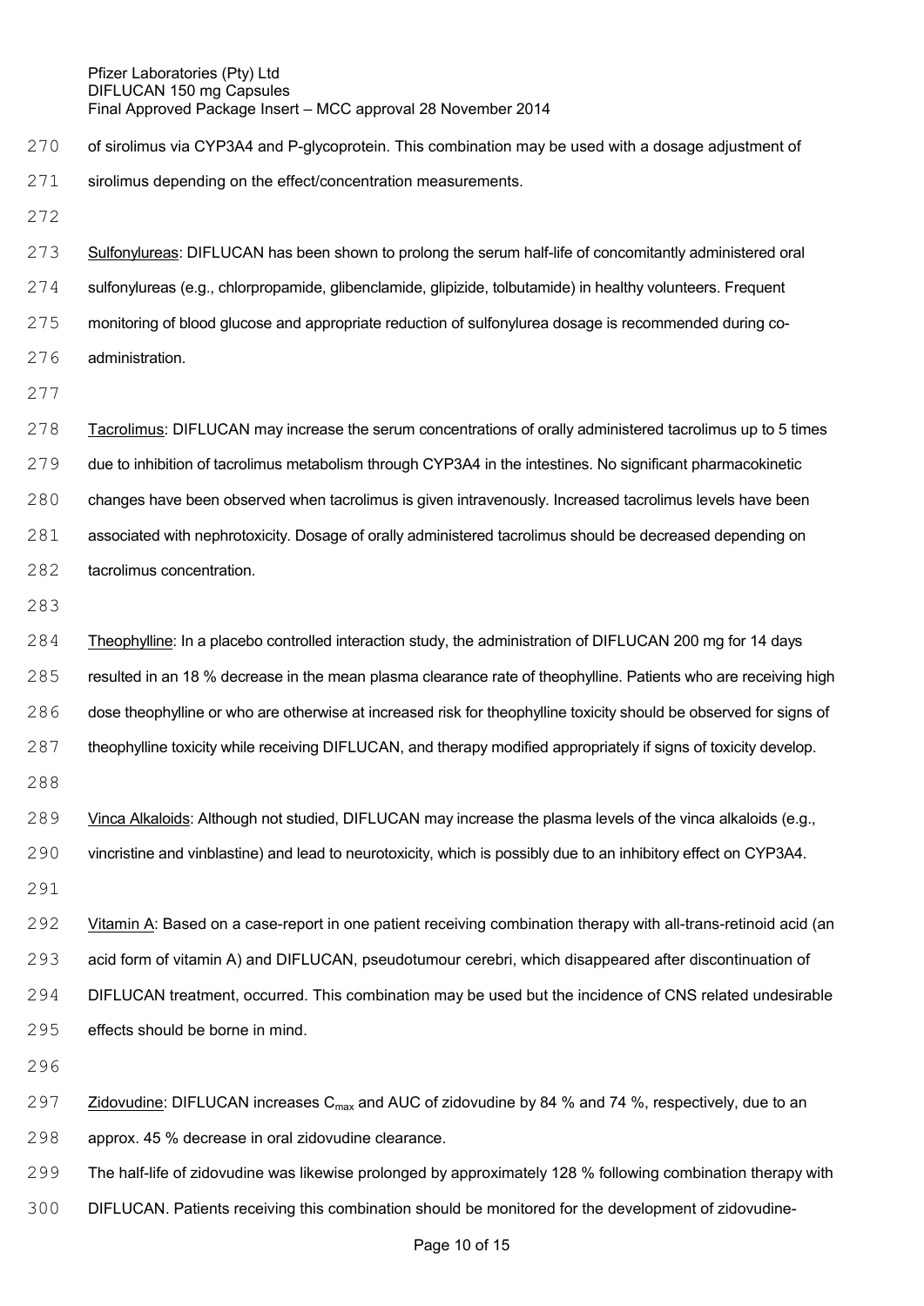of sirolimus via CYP3A4 and P-glycoprotein. This combination may be used with a dosage adjustment of sirolimus depending on the effect/concentration measurements.

Sulfonylureas: DIFLUCAN has been shown to prolong the serum half-life of concomitantly administered oral sulfonylureas (e.g., chlorpropamide, glibenclamide, glipizide, tolbutamide) in healthy volunteers. Frequent monitoring of blood glucose and appropriate reduction of sulfonylurea dosage is recommended during co-administration.

Tacrolimus: DIFLUCAN may increase the serum concentrations of orally administered tacrolimus up to 5 times due to inhibition of tacrolimus metabolism through CYP3A4 in the intestines. No significant pharmacokinetic changes have been observed when tacrolimus is given intravenously. Increased tacrolimus levels have been associated with nephrotoxicity. Dosage of orally administered tacrolimus should be decreased depending on tacrolimus concentration.

Theophylline: In a placebo controlled interaction study, the administration of DIFLUCAN 200 mg for 14 days resulted in an 18 % decrease in the mean plasma clearance rate of theophylline. Patients who are receiving high dose theophylline or who are otherwise at increased risk for theophylline toxicity should be observed for signs of theophylline toxicity while receiving DIFLUCAN, and therapy modified appropriately if signs of toxicity develop.

Vinca Alkaloids: Although not studied, DIFLUCAN may increase the plasma levels of the vinca alkaloids (e.g., vincristine and vinblastine) and lead to neurotoxicity, which is possibly due to an inhibitory effect on CYP3A4.

Vitamin A: Based on a case-report in one patient receiving combination therapy with all-trans-retinoid acid (an acid form of vitamin A) and DIFLUCAN, pseudotumour cerebri, which disappeared after discontinuation of DIFLUCAN treatment, occurred. This combination may be used but the incidence of CNS related undesirable effects should be borne in mind.

Zidovudine: DIFLUCAN increases $C_{max}$ and AUC of zidovudine by 84 % and 74 %, respectively, due to an approx. 45 % decrease in oral zidovudine clearance.

The half-life of zidovudine was likewise prolonged by approximately 128 % following combination therapy with DIFLUCAN. Patients receiving this combination should be monitored for the development of zidovudine-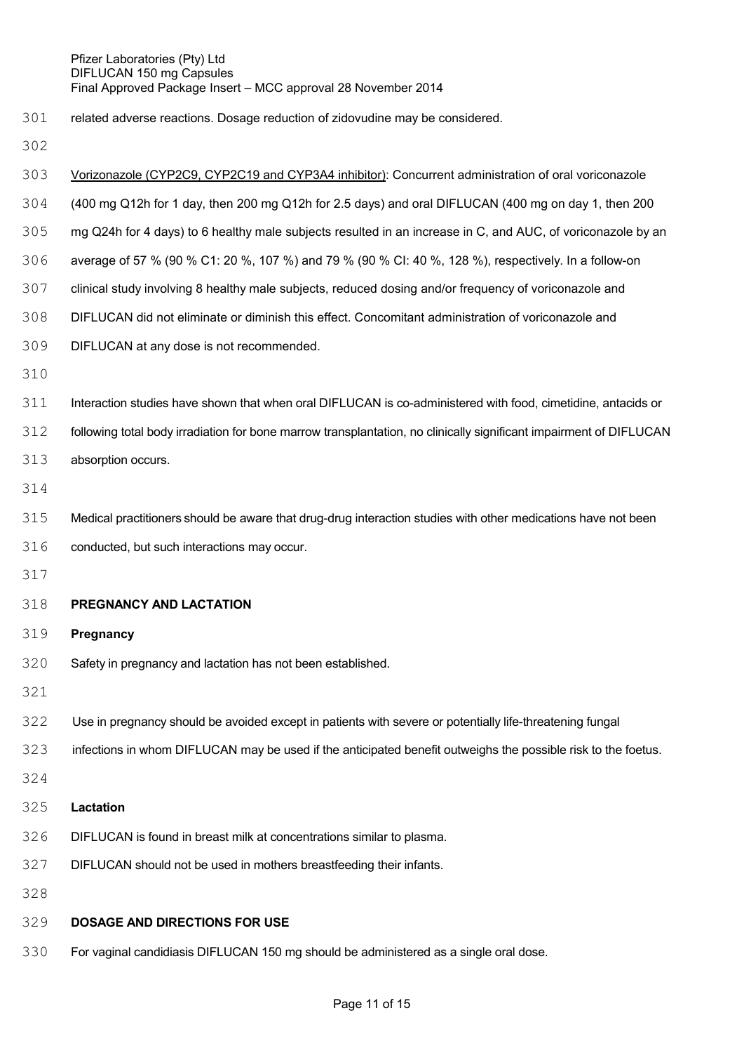related adverse reactions. Dosage reduction of zidovudine may be considered.

Vorizonazole (CYP2C9, CYP2C19 and CYP3A4 inhibitor): Concurrent administration of oral voriconazole (400 mg Q12h for 1 day, then 200 mg Q12h for 2.5 days) and oral DIFLUCAN (400 mg on day 1, then 200 mg Q24h for 4 days) to 6 healthy male subjects resulted in an increase in C, and AUC, of voriconazole by an average of 57 % (90 % C1: 20 %, 107 %) and 79 % (90 % CI: 40 %, 128 %), respectively. In a follow-on clinical study involving 8 healthy male subjects, reduced dosing and/or frequency of voriconazole and DIFLUCAN did not eliminate or diminish this effect. Concomitant administration of voriconazole and DIFLUCAN at any dose is not recommended.

Interaction studies have shown that when oral DIFLUCAN is co-administered with food, cimetidine, antacids or following total body irradiation for bone marrow transplantation, no clinically significant impairment of DIFLUCAN absorption occurs.

Medical practitioners should be aware that drug-drug interaction studies with other medications have not been conducted, but such interactions may occur.

## PREGNANCY AND LACTATION

### Pregnancy

Safety in pregnancy and lactation has not been established.

Use in pregnancy should be avoided except in patients with severe or potentially life-threatening fungal infections in whom DIFLUCAN may be used if the anticipated benefit outweighs the possible risk to the foetus.

### Lactation

DIFLUCAN is found in breast milk at concentrations similar to plasma.

DIFLUCAN should not be used in mothers breastfeeding their infants.

## DOSAGE AND DIRECTIONS FOR USE

For vaginal candidiasis DIFLUCAN 150 mg should be administered as a single oral dose.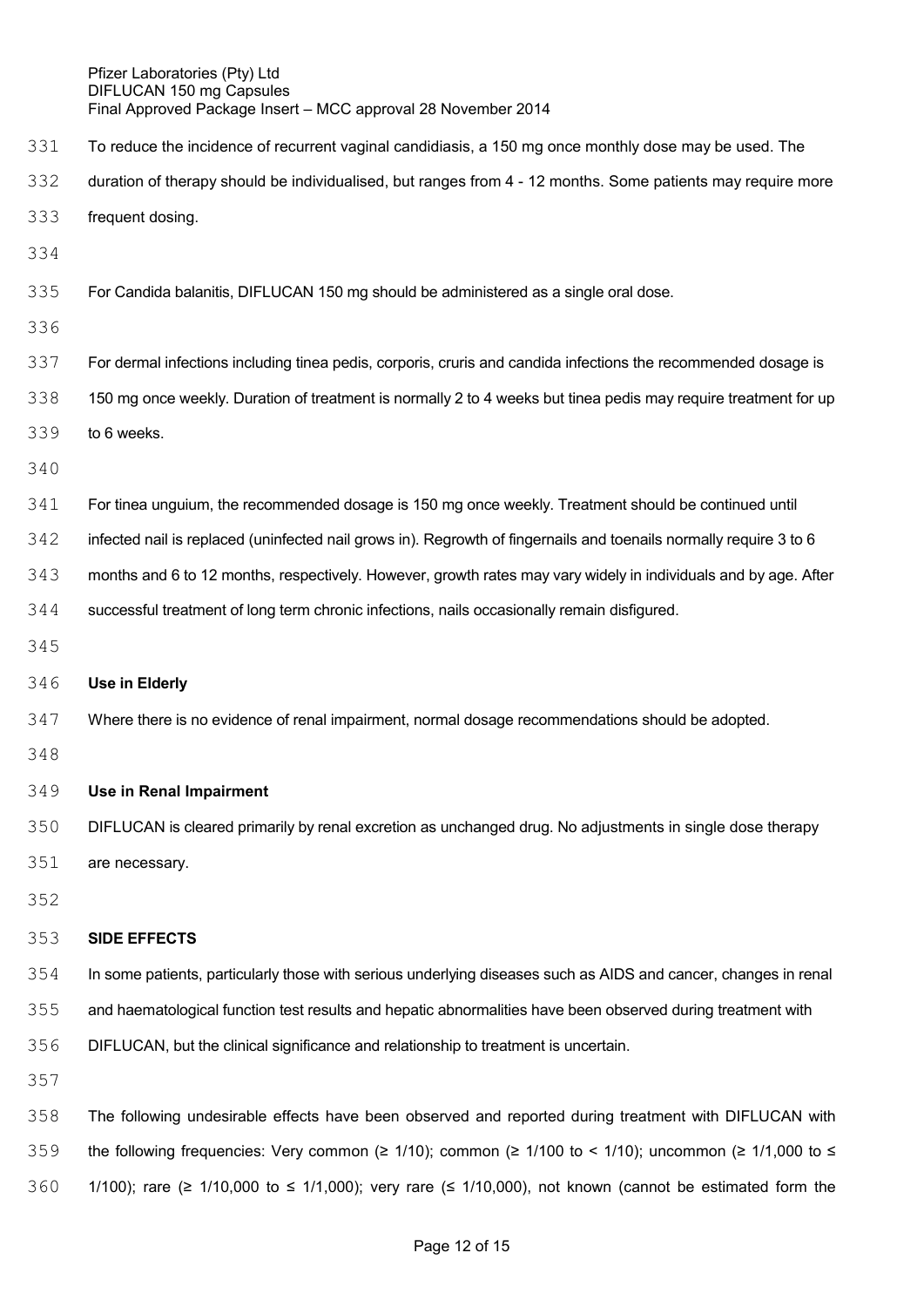To reduce the incidence of recurrent vaginal candidiasis, a 150 mg once monthly dose may be used. The duration of therapy should be individualised, but ranges from 4 - 12 months. Some patients may require more frequent dosing.

For Candida balanitis, DIFLUCAN 150 mg should be administered as a single oral dose.

For dermal infections including tinea pedis, corporis, cruris and candida infections the recommended dosage is 150 mg once weekly. Duration of treatment is normally 2 to 4 weeks but tinea pedis may require treatment for up to 6 weeks.

For tinea unguium, the recommended dosage is 150 mg once weekly. Treatment should be continued until infected nail is replaced (uninfected nail grows in). Regrowth of fingernails and toenails normally require 3 to 6 months and 6 to 12 months, respectively. However, growth rates may vary widely in individuals and by age. After successful treatment of long term chronic infections, nails occasionally remain disfigured.

**Use in Elderly**

Where there is no evidence of renal impairment, normal dosage recommendations should be adopted.

**Use in Renal Impairment**

DIFLUCAN is cleared primarily by renal excretion as unchanged drug. No adjustments in single dose therapy are necessary.

**SIDE EFFECTS**

In some patients, particularly those with serious underlying diseases such as AIDS and cancer, changes in renal and haematological function test results and hepatic abnormalities have been observed during treatment with DIFLUCAN, but the clinical significance and relationship to treatment is uncertain.

The following undesirable effects have been observed and reported during treatment with DIFLUCAN with the following frequencies: Very common (≥ 1/10); common (≥ 1/100 to < 1/10); uncommon (≥ 1/1,000 to ≤ 1/100); rare (≥ 1/10,000 to ≤ 1/1,000); very rare (≤ 1/10,000), not known (cannot be estimated form the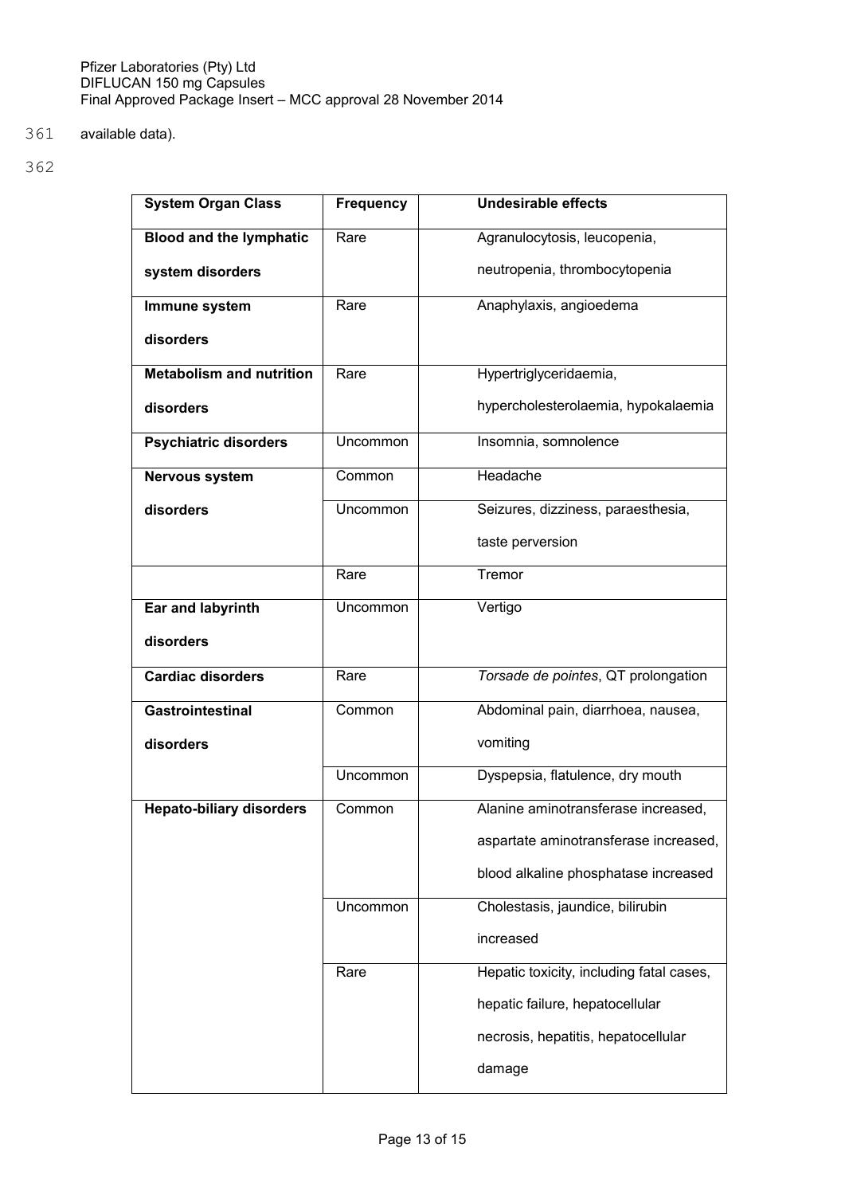available data).

| System Organ Class | Frequency | Undesirable effects |
|---|---|---|
| **Blood and the lymphatic system disorders** | Rare | Agranulocytosis, leucopenia, neutropenia, thrombocytopenia |
| **Immune system disorders** | Rare | Anaphylaxis, angioedema |
| **Metabolism and nutrition disorders** | Rare | Hypertriglyceridaemia, hypercholesterolaemia, hypokalaemia |
| **Psychiatric disorders** | Uncommon | Insomnia, somnolence |
| **Nervous system disorders** | Common | Headache |
| | Uncommon | Seizures, dizziness, paraesthesia, taste perversion |
| | Rare | Tremor |
| **Ear and labyrinth disorders** | Uncommon | Vertigo |
| **Cardiac disorders** | Rare | *Torsade de pointes*, QT prolongation |
| **Gastrointestinal disorders** | Common | Abdominal pain, diarrhoea, nausea, vomiting |
| | Uncommon | Dyspepsia, flatulence, dry mouth |
| **Hepato-biliary disorders** | Common | Alanine aminotransferase increased, aspartate aminotransferase increased, blood alkaline phosphatase increased |
| | Uncommon | Cholestasis, jaundice, bilirubin increased |
| | Rare | Hepatic toxicity, including fatal cases, hepatic failure, hepatocellular necrosis, hepatitis, hepatocellular damage |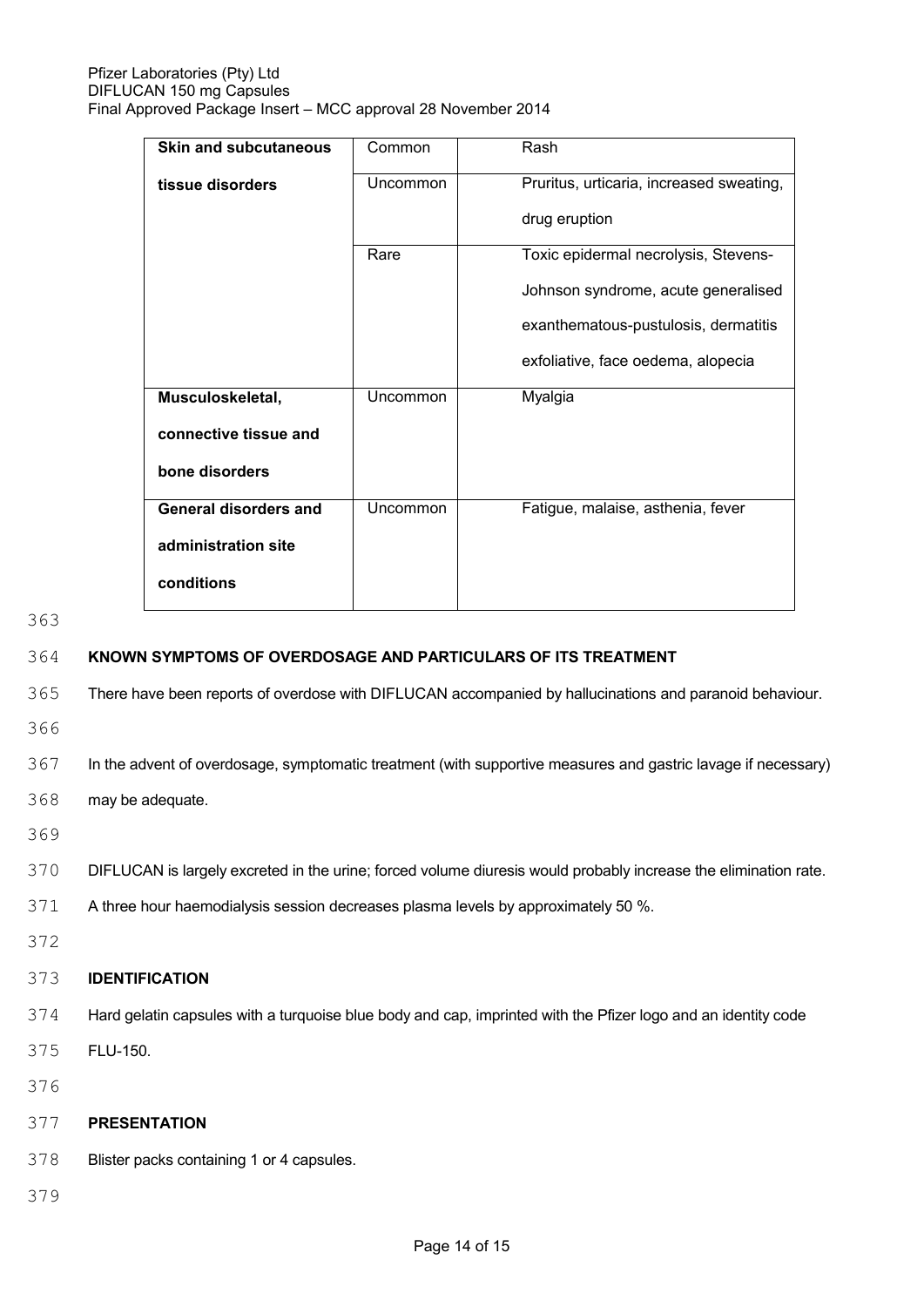| Skin and subcutaneous tissue disorders | Common | Rash |
|---|---|---|
| | Uncommon | Pruritus, urticaria, increased sweating, drug eruption |
| | Rare | Toxic epidermal necrolysis, Stevens-Johnson syndrome, acute generalised exanthematous-pustulosis, dermatitis exfoliative, face oedema, alopecia |
| **Musculoskeletal, connective tissue and bone disorders** | Uncommon | Myalgia |
| **General disorders and administration site conditions** | Uncommon | Fatigue, malaise, asthenia, fever |

**KNOWN SYMPTOMS OF OVERDOSAGE AND PARTICULARS OF ITS TREATMENT**

There have been reports of overdose with DIFLUCAN accompanied by hallucinations and paranoid behaviour.

In the advent of overdosage, symptomatic treatment (with supportive measures and gastric lavage if necessary) may be adequate.

DIFLUCAN is largely excreted in the urine; forced volume diuresis would probably increase the elimination rate. A three hour haemodialysis session decreases plasma levels by approximately 50 %.

**IDENTIFICATION**

Hard gelatin capsules with a turquoise blue body and cap, imprinted with the Pfizer logo and an identity code FLU-150.

**PRESENTATION**

Blister packs containing 1 or 4 capsules.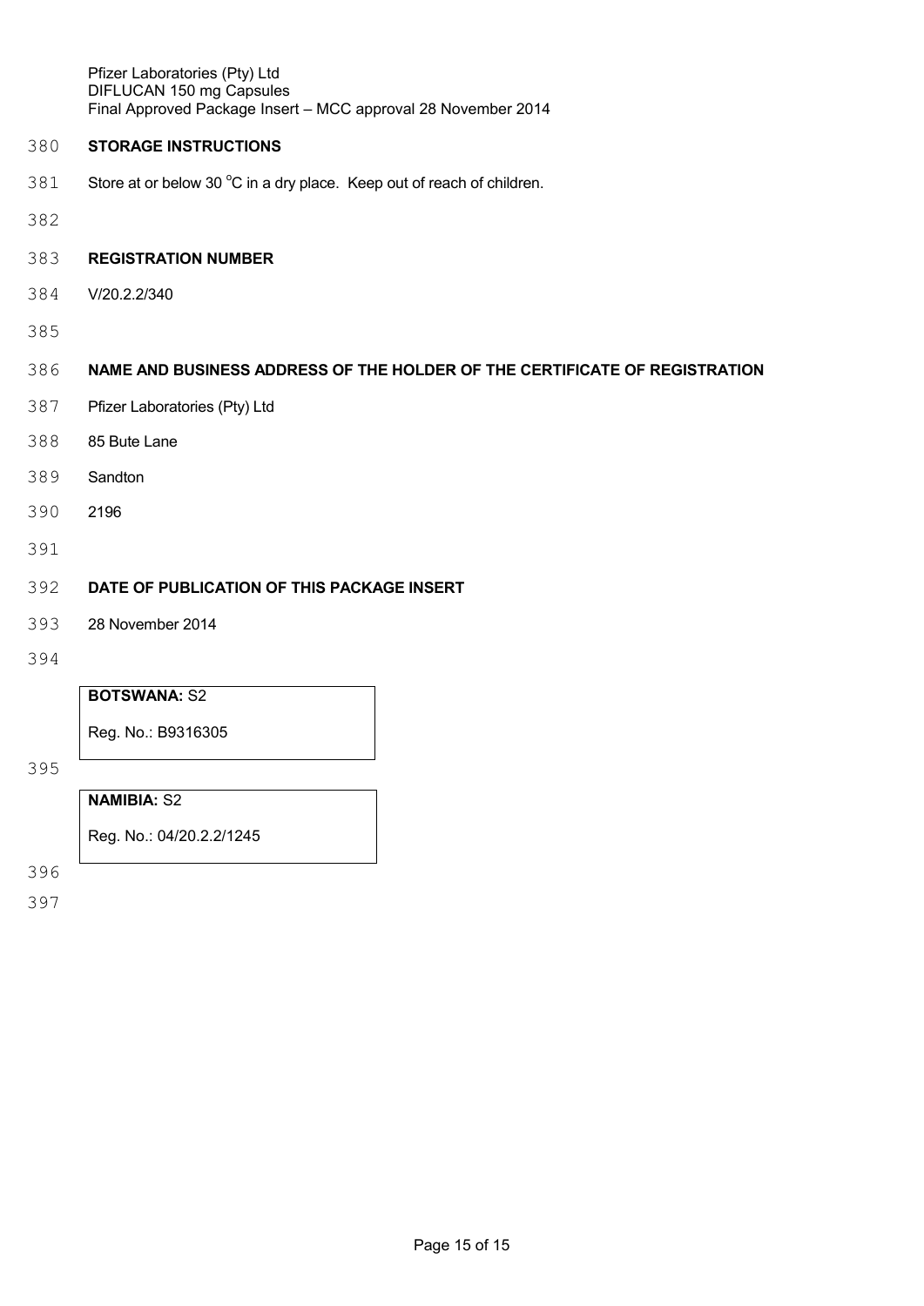**STORAGE INSTRUCTIONS**

Store at or below 30 °C in a dry place. Keep out of reach of children.

**REGISTRATION NUMBER**

V/20.2.2/340

**NAME AND BUSINESS ADDRESS OF THE HOLDER OF THE CERTIFICATE OF REGISTRATION**

Pfizer Laboratories (Pty) Ltd

85 Bute Lane

Sandton

2196

**DATE OF PUBLICATION OF THIS PACKAGE INSERT**

28 November 2014

**BOTSWANA:** S2

Reg. No.: B9316305

**NAMIBIA:** S2

Reg. No.: 04/20.2.2/1245